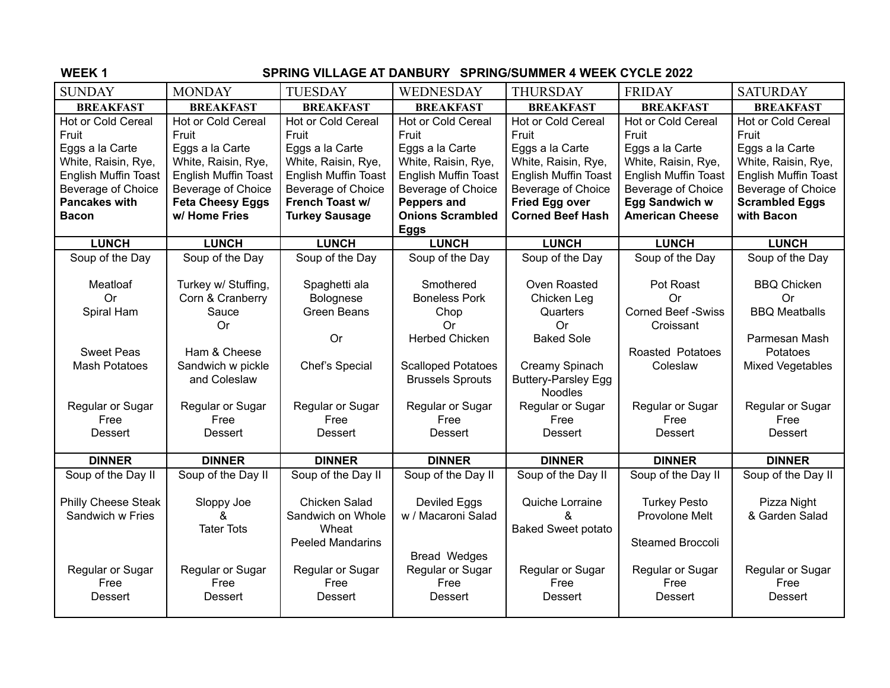**WEEK 1** **SPRING VILLAGE AT DANBURY SPRING/SUMMER 4 WEEK CYCLE 2022**

| SUNDAY | MONDAY | TUESDAY | WEDNESDAY | THURSDAY | FRIDAY | SATURDAY |
|---|---|---|---|---|---|---|
| **BREAKFAST** | **BREAKFAST** | **BREAKFAST** | **BREAKFAST** | **BREAKFAST** | **BREAKFAST** | **BREAKFAST** |
| Hot or Cold Cereal<br>Fruit<br>Eggs a la Carte<br>White, Raisin, Rye, English Muffin Toast<br>Beverage of Choice<br>**Pancakes with Bacon** | Hot or Cold Cereal<br>Fruit<br>Eggs a la Carte<br>White, Raisin, Rye, English Muffin Toast<br>Beverage of Choice<br>**Feta Cheesy Eggs w/ Home Fries** | Hot or Cold Cereal<br>Fruit<br>Eggs a la Carte<br>White, Raisin, Rye, English Muffin Toast<br>Beverage of Choice<br>**French Toast w/ Turkey Sausage** | Hot or Cold Cereal<br>Fruit<br>Eggs a la Carte<br>White, Raisin, Rye, English Muffin Toast<br>Beverage of Choice<br>**Peppers and Onions Scrambled Eggs** | Hot or Cold Cereal<br>Fruit<br>Eggs a la Carte<br>White, Raisin, Rye, English Muffin Toast<br>Beverage of Choice<br>**Fried Egg over Corned Beef Hash** | Hot or Cold Cereal<br>Fruit<br>Eggs a la Carte<br>White, Raisin, Rye, English Muffin Toast<br>Beverage of Choice<br>**Egg Sandwich w American Cheese** | Hot or Cold Cereal<br>Fruit<br>Eggs a la Carte<br>White, Raisin, Rye, English Muffin Toast<br>Beverage of Choice<br>**Scrambled Eggs with Bacon** |
| **LUNCH** | **LUNCH** | **LUNCH** | **LUNCH** | **LUNCH** | **LUNCH** | **LUNCH** |
| Soup of the Day<br><br>Meatloaf<br>Or<br>Spiral Ham<br><br>Sweet Peas<br>Mash Potatoes<br><br>Regular or Sugar Free Dessert | Soup of the Day<br><br>Turkey w/ Stuffing, Corn & Cranberry Sauce<br>Or<br>Ham & Cheese Sandwich w pickle and Coleslaw<br><br>Regular or Sugar Free Dessert | Soup of the Day<br><br>Spaghetti ala Bolognese<br>Green Beans<br><br>Or<br><br>Chef's Special<br><br>Regular or Sugar Free Dessert | Soup of the Day<br><br>Smothered Boneless Pork Chop<br>Or<br>Herbed Chicken<br><br>Scalloped Potatoes<br>Brussels Sprouts<br><br>Regular or Sugar Free Dessert | Soup of the Day<br><br>Oven Roasted Chicken Leg Quarters<br>Or<br>Baked Sole<br><br>Creamy Spinach<br>Buttery-Parsley Egg Noodles<br><br>Regular or Sugar Free Dessert | Soup of the Day<br><br>Pot Roast<br>Or<br>Corned Beef -Swiss Croissant<br><br>Roasted Potatoes<br>Coleslaw<br><br>Regular or Sugar Free Dessert | Soup of the Day<br><br>BBQ Chicken<br>Or<br>BBQ Meatballs<br><br>Parmesan Mash Potatoes<br>Mixed Vegetables<br><br>Regular or Sugar Free Dessert |
| **DINNER** | **DINNER** | **DINNER** | **DINNER** | **DINNER** | **DINNER** | **DINNER** |
| Soup of the Day II<br><br>Philly Cheese Steak Sandwich w Fries<br><br>Regular or Sugar Free Dessert | Soup of the Day II<br><br>Sloppy Joe<br>&<br>Tater Tots<br><br>Regular or Sugar Free Dessert | Soup of the Day II<br><br>Chicken Salad Sandwich on Whole Wheat<br>Peeled Mandarins<br><br>Regular or Sugar Free Dessert | Soup of the Day II<br><br>Deviled Eggs w / Macaroni Salad<br><br>Bread Wedges<br>Regular or Sugar Free Dessert | Soup of the Day II<br><br>Quiche Lorraine<br>&<br>Baked Sweet potato<br><br>Regular or Sugar Free Dessert | Soup of the Day II<br><br>Turkey Pesto Provolone Melt<br><br>Steamed Broccoli<br><br>Regular or Sugar Free Dessert | Soup of the Day II<br><br>Pizza Night<br>& Garden Salad<br><br>Regular or Sugar Free Dessert |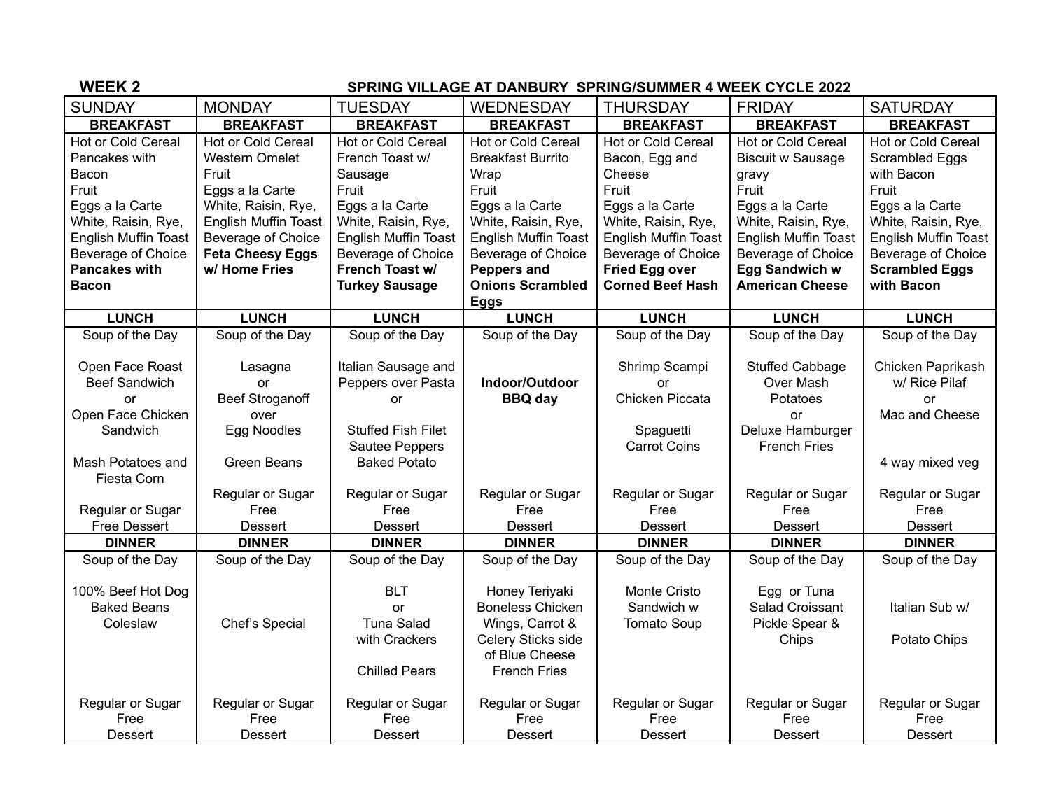**WEEK 2** **SPRING VILLAGE AT DANBURY SPRING/SUMMER 4 WEEK CYCLE 2022**

| SUNDAY | MONDAY | TUESDAY | WEDNESDAY | THURSDAY | FRIDAY | SATURDAY |
|---|---|---|---|---|---|---|
| **BREAKFAST** | **BREAKFAST** | **BREAKFAST** | **BREAKFAST** | **BREAKFAST** | **BREAKFAST** | **BREAKFAST** |
| Hot or Cold Cereal<br>Pancakes with Bacon<br>Fruit<br>Eggs a la Carte<br>White, Raisin, Rye, English Muffin Toast<br>Beverage of Choice<br>**Pancakes with Bacon** | Hot or Cold Cereal<br>Western Omelet<br>Fruit<br>Eggs a la Carte<br>White, Raisin, Rye, English Muffin Toast<br>Beverage of Choice<br>**Feta Cheesy Eggs w/ Home Fries** | Hot or Cold Cereal<br>French Toast w/ Sausage<br>Fruit<br>Eggs a la Carte<br>White, Raisin, Rye, English Muffin Toast<br>Beverage of Choice<br>**French Toast w/ Turkey Sausage** | Hot or Cold Cereal<br>Breakfast Burrito Wrap<br>Fruit<br>Eggs a la Carte<br>White, Raisin, Rye, English Muffin Toast<br>Beverage of Choice<br>**Peppers and Onions Scrambled Eggs** | Hot or Cold Cereal<br>Bacon, Egg and Cheese<br>Fruit<br>Eggs a la Carte<br>White, Raisin, Rye, English Muffin Toast<br>Beverage of Choice<br>**Fried Egg over Corned Beef Hash** | Hot or Cold Cereal<br>Biscuit w Sausage gravy<br>Fruit<br>Eggs a la Carte<br>White, Raisin, Rye, English Muffin Toast<br>Beverage of Choice<br>**Egg Sandwich w American Cheese** | Hot or Cold Cereal<br>Scrambled Eggs with Bacon<br>Fruit<br>Eggs a la Carte<br>White, Raisin, Rye, English Muffin Toast<br>Beverage of Choice<br>**Scrambled Eggs with Bacon** |
| **LUNCH** | **LUNCH** | **LUNCH** | **LUNCH** | **LUNCH** | **LUNCH** | **LUNCH** |
| Soup of the Day<br><br>Open Face Roast Beef Sandwich<br>or<br>Open Face Chicken Sandwich<br><br>Mash Potatoes and Fiesta Corn<br><br>Regular or Sugar Free Dessert | Soup of the Day<br><br>Lasagna<br>or<br>Beef Stroganoff over Egg Noodles<br><br>Green Beans<br><br>Regular or Sugar Free Dessert | Soup of the Day<br><br>Italian Sausage and Peppers over Pasta<br>or<br>Stuffed Fish Filet<br>Sautee Peppers<br>Baked Potato<br><br>Regular or Sugar Free Dessert | Soup of the Day<br><br>**Indoor/Outdoor BBQ day**<br><br>Regular or Sugar Free Dessert | Soup of the Day<br><br>Shrimp Scampi<br>or<br>Chicken Piccata<br><br>Spaguetti<br>Carrot Coins<br><br>Regular or Sugar Free Dessert | Soup of the Day<br><br>Stuffed Cabbage Over Mash Potatoes<br>or<br>Deluxe Hamburger<br>French Fries<br><br>Regular or Sugar Free Dessert | Soup of the Day<br><br>Chicken Paprikash w/ Rice Pilaf<br>or<br>Mac and Cheese<br><br>4 way mixed veg<br><br>Regular or Sugar Free Dessert |
| **DINNER** | **DINNER** | **DINNER** | **DINNER** | **DINNER** | **DINNER** | **DINNER** |
| Soup of the Day<br><br>100% Beef Hot Dog<br>Baked Beans<br>Coleslaw<br><br>Regular or Sugar Free Dessert | Soup of the Day<br><br>Chef's Special<br><br>Regular or Sugar Free Dessert | Soup of the Day<br><br>BLT<br>or<br>Tuna Salad with Crackers<br><br>Chilled Pears<br><br>Regular or Sugar Free Dessert | Soup of the Day<br><br>Honey Teriyaki Boneless Chicken Wings, Carrot & Celery Sticks side of Blue Cheese<br>French Fries<br><br>Regular or Sugar Free Dessert | Soup of the Day<br><br>Monte Cristo Sandwich w Tomato Soup<br><br>Regular or Sugar Free Dessert | Soup of the Day<br><br>Egg or Tuna Salad Croissant<br>Pickle Spear & Chips<br><br>Regular or Sugar Free Dessert | Soup of the Day<br><br>Italian Sub w/<br><br>Potato Chips<br><br>Regular or Sugar Free Dessert |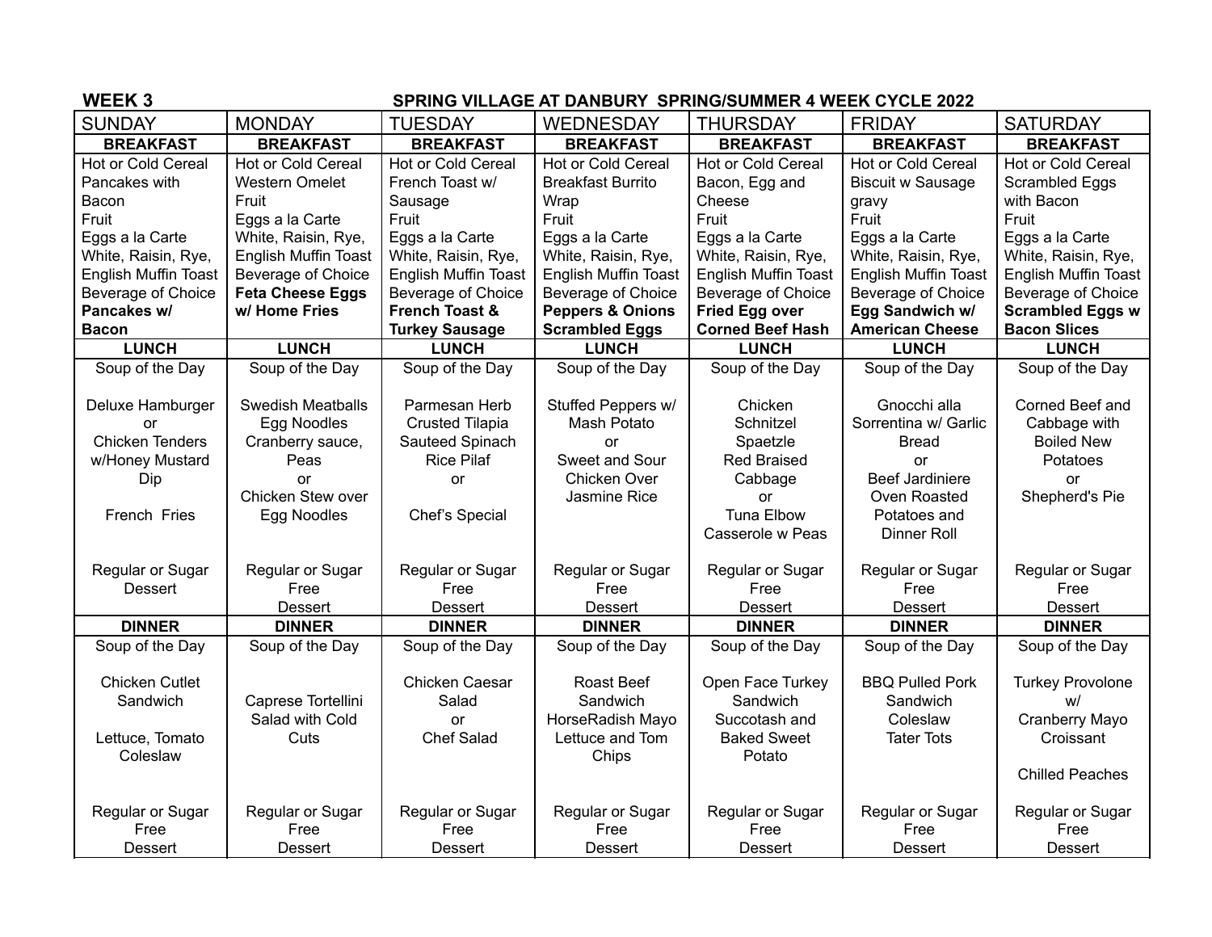**WEEK 3** **SPRING VILLAGE AT DANBURY SPRING/SUMMER 4 WEEK CYCLE 2022**

| SUNDAY | MONDAY | TUESDAY | WEDNESDAY | THURSDAY | FRIDAY | SATURDAY |
|---|---|---|---|---|---|---|
| **BREAKFAST** | **BREAKFAST** | **BREAKFAST** | **BREAKFAST** | **BREAKFAST** | **BREAKFAST** | **BREAKFAST** |
| Hot or Cold Cereal<br>Pancakes with Bacon<br>Fruit<br>Eggs a la Carte<br>White, Raisin, Rye, English Muffin Toast<br>Beverage of Choice<br>**Pancakes w/ Bacon** | Hot or Cold Cereal<br>Western Omelet<br>Fruit<br>Eggs a la Carte<br>White, Raisin, Rye, English Muffin Toast<br>Beverage of Choice<br>**Feta Cheese Eggs w/ Home Fries** | Hot or Cold Cereal<br>French Toast w/ Sausage<br>Fruit<br>Eggs a la Carte<br>White, Raisin, Rye, English Muffin Toast<br>Beverage of Choice<br>**French Toast & Turkey Sausage** | Hot or Cold Cereal<br>Breakfast Burrito Wrap<br>Fruit<br>Eggs a la Carte<br>White, Raisin, Rye, English Muffin Toast<br>Beverage of Choice<br>**Peppers & Onions Scrambled Eggs** | Hot or Cold Cereal<br>Bacon, Egg and Cheese<br>Fruit<br>Eggs a la Carte<br>White, Raisin, Rye, English Muffin Toast<br>Beverage of Choice<br>**Fried Egg over Corned Beef Hash** | Hot or Cold Cereal<br>Biscuit w Sausage gravy<br>Fruit<br>Eggs a la Carte<br>White, Raisin, Rye, English Muffin Toast<br>Beverage of Choice<br>**Egg Sandwich w/ American Cheese** | Hot or Cold Cereal<br>Scrambled Eggs with Bacon<br>Fruit<br>Eggs a la Carte<br>White, Raisin, Rye, English Muffin Toast<br>Beverage of Choice<br>**Scrambled Eggs w Bacon Slices** |
| **LUNCH** | **LUNCH** | **LUNCH** | **LUNCH** | **LUNCH** | **LUNCH** | **LUNCH** |
| Soup of the Day<br><br>Deluxe Hamburger<br>or<br>Chicken Tenders w/Honey Mustard Dip<br><br>French Fries<br><br>Regular or Sugar Dessert | Soup of the Day<br><br>Swedish Meatballs<br>Egg Noodles<br>Cranberry sauce, Peas<br>or<br>Chicken Stew over Egg Noodles<br><br>Regular or Sugar Free Dessert | Soup of the Day<br><br>Parmesan Herb Crusted Tilapia<br>Sauteed Spinach<br>Rice Pilaf<br>or<br><br>Chef's Special<br><br>Regular or Sugar Free Dessert | Soup of the Day<br><br>Stuffed Peppers w/ Mash Potato<br>or<br>Sweet and Sour Chicken Over Jasmine Rice<br><br>Regular or Sugar Free Dessert | Soup of the Day<br><br>Chicken Schnitzel<br>Spaetzle<br>Red Braised Cabbage<br>or<br>Tuna Elbow Casserole w Peas<br><br>Regular or Sugar Free Dessert | Soup of the Day<br><br>Gnocchi alla Sorrentina w/ Garlic Bread<br>or<br>Beef Jardiniere<br>Oven Roasted Potatoes and Dinner Roll<br><br>Regular or Sugar Free Dessert | Soup of the Day<br><br>Corned Beef and Cabbage with Boiled New Potatoes<br>or<br>Shepherd's Pie<br><br>Regular or Sugar Free Dessert |
| **DINNER** | **DINNER** | **DINNER** | **DINNER** | **DINNER** | **DINNER** | **DINNER** |
| Soup of the Day<br><br>Chicken Cutlet Sandwich<br><br>Lettuce, Tomato Coleslaw<br><br>Regular or Sugar Free Dessert | Soup of the Day<br><br>Caprese Tortellini Salad with Cold Cuts<br><br>Regular or Sugar Free Dessert | Soup of the Day<br><br>Chicken Caesar Salad<br>or<br>Chef Salad<br><br>Regular or Sugar Free Dessert | Soup of the Day<br><br>Roast Beef Sandwich<br>HorseRadish Mayo<br>Lettuce and Tom<br>Chips<br><br>Regular or Sugar Free Dessert | Soup of the Day<br><br>Open Face Turkey Sandwich<br>Succotash and Baked Sweet Potato<br><br>Regular or Sugar Free Dessert | Soup of the Day<br><br>BBQ Pulled Pork Sandwich<br>Coleslaw<br>Tater Tots<br><br>Regular or Sugar Free Dessert | Soup of the Day<br><br>Turkey Provolone w/ Cranberry Mayo Croissant<br><br>Chilled Peaches<br><br>Regular or Sugar Free Dessert |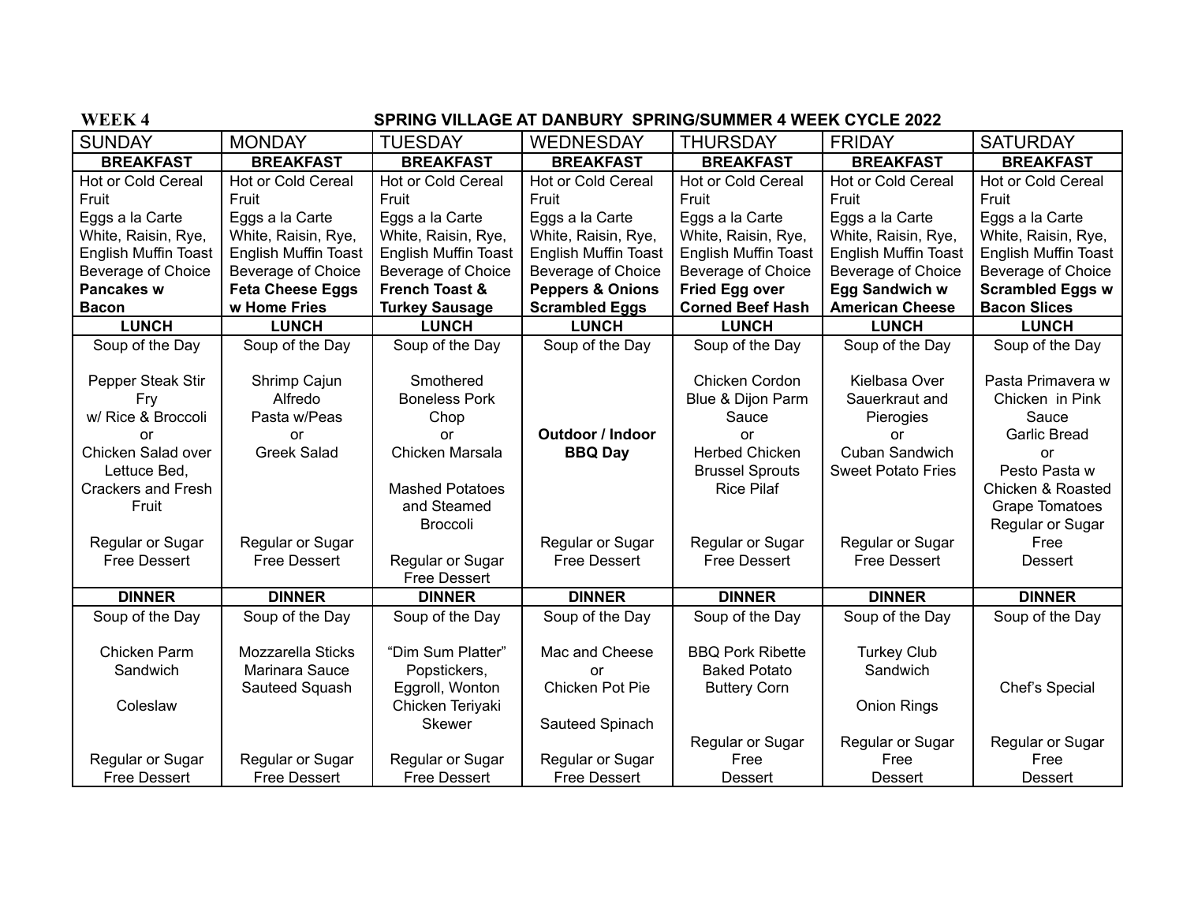**WEEK 4** **SPRING VILLAGE AT DANBURY SPRING/SUMMER 4 WEEK CYCLE 2022**

| SUNDAY | MONDAY | TUESDAY | WEDNESDAY | THURSDAY | FRIDAY | SATURDAY |
|---|---|---|---|---|---|---|
| **BREAKFAST** | **BREAKFAST** | **BREAKFAST** | **BREAKFAST** | **BREAKFAST** | **BREAKFAST** | **BREAKFAST** |
| Hot or Cold Cereal<br>Fruit<br>Eggs a la Carte<br>White, Raisin, Rye, English Muffin Toast<br>Beverage of Choice<br>**Pancakes w Bacon** | Hot or Cold Cereal<br>Fruit<br>Eggs a la Carte<br>White, Raisin, Rye, English Muffin Toast<br>Beverage of Choice<br>**Feta Cheese Eggs w Home Fries** | Hot or Cold Cereal<br>Fruit<br>Eggs a la Carte<br>White, Raisin, Rye, English Muffin Toast<br>Beverage of Choice<br>**French Toast & Turkey Sausage** | Hot or Cold Cereal<br>Fruit<br>Eggs a la Carte<br>White, Raisin, Rye, English Muffin Toast<br>Beverage of Choice<br>**Peppers & Onions Scrambled Eggs** | Hot or Cold Cereal<br>Fruit<br>Eggs a la Carte<br>White, Raisin, Rye, English Muffin Toast<br>Beverage of Choice<br>**Fried Egg over Corned Beef Hash** | Hot or Cold Cereal<br>Fruit<br>Eggs a la Carte<br>White, Raisin, Rye, English Muffin Toast<br>Beverage of Choice<br>**Egg Sandwich w American Cheese** | Hot or Cold Cereal<br>Fruit<br>Eggs a la Carte<br>White, Raisin, Rye, English Muffin Toast<br>Beverage of Choice<br>**Scrambled Eggs w Bacon Slices** |
| **LUNCH** | **LUNCH** | **LUNCH** | **LUNCH** | **LUNCH** | **LUNCH** | **LUNCH** |
| Soup of the Day<br><br>Pepper Steak Stir Fry w/ Rice & Broccoli<br>or<br>Chicken Salad over Lettuce Bed, Crackers and Fresh Fruit<br><br>Regular or Sugar Free Dessert | Soup of the Day<br><br>Shrimp Cajun Alfredo Pasta w/Peas<br>or<br>Greek Salad<br><br>Regular or Sugar Free Dessert | Soup of the Day<br><br>Smothered Boneless Pork Chop<br>or<br>Chicken Marsala<br><br>Mashed Potatoes and Steamed Broccoli<br><br>Regular or Sugar Free Dessert | Soup of the Day<br><br>**Outdoor / Indoor BBQ Day**<br><br>Regular or Sugar Free Dessert | Soup of the Day<br><br>Chicken Cordon Blue & Dijon Parm Sauce<br>or<br>Herbed Chicken Brussel Sprouts Rice Pilaf<br><br>Regular or Sugar Free Dessert | Soup of the Day<br><br>Kielbasa Over Sauerkraut and Pierogies<br>or<br>Cuban Sandwich Sweet Potato Fries<br><br>Regular or Sugar Free Dessert | Soup of the Day<br><br>Pasta Primavera w Chicken in Pink Sauce<br>Garlic Bread<br>or<br>Pesto Pasta w Chicken & Roasted Grape Tomatoes<br>Regular or Sugar Free Dessert |
| **DINNER** | **DINNER** | **DINNER** | **DINNER** | **DINNER** | **DINNER** | **DINNER** |
| Soup of the Day<br><br>Chicken Parm Sandwich<br><br>Coleslaw<br><br>Regular or Sugar Free Dessert | Soup of the Day<br><br>Mozzarella Sticks Marinara Sauce<br>Sauteed Squash<br><br>Regular or Sugar Free Dessert | Soup of the Day<br><br>"Dim Sum Platter" Popstickers, Eggroll, Wonton<br>Chicken Teriyaki Skewer<br><br>Regular or Sugar Free Dessert | Soup of the Day<br><br>Mac and Cheese<br>or<br>Chicken Pot Pie<br><br>Sauteed Spinach<br><br>Regular or Sugar Free Dessert | Soup of the Day<br><br>BBQ Pork Ribette<br>Baked Potato<br>Buttery Corn<br><br>Regular or Sugar Free Dessert | Soup of the Day<br><br>Turkey Club Sandwich<br><br>Onion Rings<br><br>Regular or Sugar Free Dessert | Soup of the Day<br><br>Chef's Special<br><br>Regular or Sugar Free Dessert |